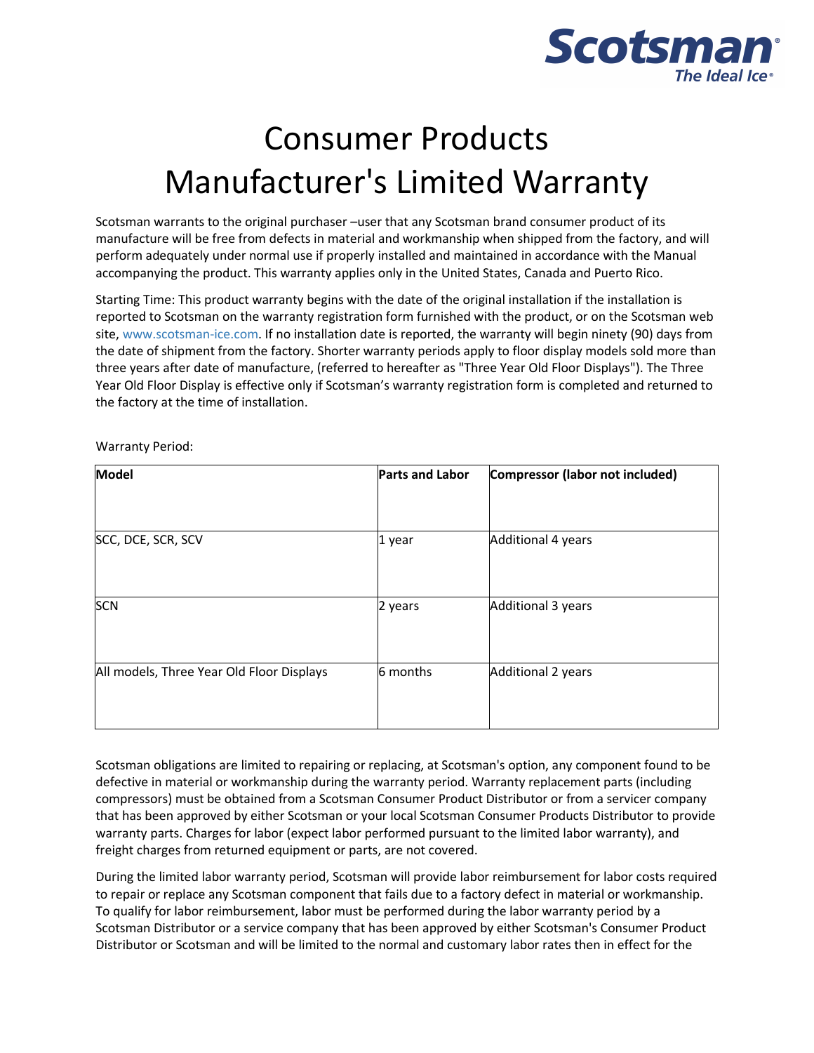# Consumer Products Manufacturer's Limited Warranty

Scotsman warrants to the original purchaser –user that any Scotsman brand consumer product of its manufacture will be free from defects in material and workmanship when shipped from the factory, and will perform adequately under normal use if properly installed and maintained in accordance with the Manual accompanying the product. This warranty applies only in the United States, Canada and Puerto Rico.

Starting Time: This product warranty begins with the date of the original installation if the installation is reported to Scotsman on the warranty registration form furnished with the product, or on the Scotsman web site, www.scotsman-ice.com. If no installation date is reported, the warranty will begin ninety (90) days from the date of shipment from the factory. Shorter warranty periods apply to floor display models sold more than three years after date of manufacture, (referred to hereafter as "Three Year Old Floor Displays"). The Three Year Old Floor Display is effective only if Scotsman's warranty registration form is completed and returned to the factory at the time of installation.

Warranty Period:

| **Model** | **Parts and Labor** | **Compressor (labor not included)** |
|---|---|---|
| SCC, DCE, SCR, SCV | 1 year | Additional 4 years |
| SCN | 2 years | Additional 3 years |
| All models, Three Year Old Floor Displays | 6 months | Additional 2 years |

Scotsman obligations are limited to repairing or replacing, at Scotsman's option, any component found to be defective in material or workmanship during the warranty period. Warranty replacement parts (including compressors) must be obtained from a Scotsman Consumer Product Distributor or from a servicer company that has been approved by either Scotsman or your local Scotsman Consumer Products Distributor to provide warranty parts. Charges for labor (expect labor performed pursuant to the limited labor warranty), and freight charges from returned equipment or parts, are not covered.

During the limited labor warranty period, Scotsman will provide labor reimbursement for labor costs required to repair or replace any Scotsman component that fails due to a factory defect in material or workmanship. To qualify for labor reimbursement, labor must be performed during the labor warranty period by a Scotsman Distributor or a service company that has been approved by either Scotsman's Consumer Product Distributor or Scotsman and will be limited to the normal and customary labor rates then in effect for the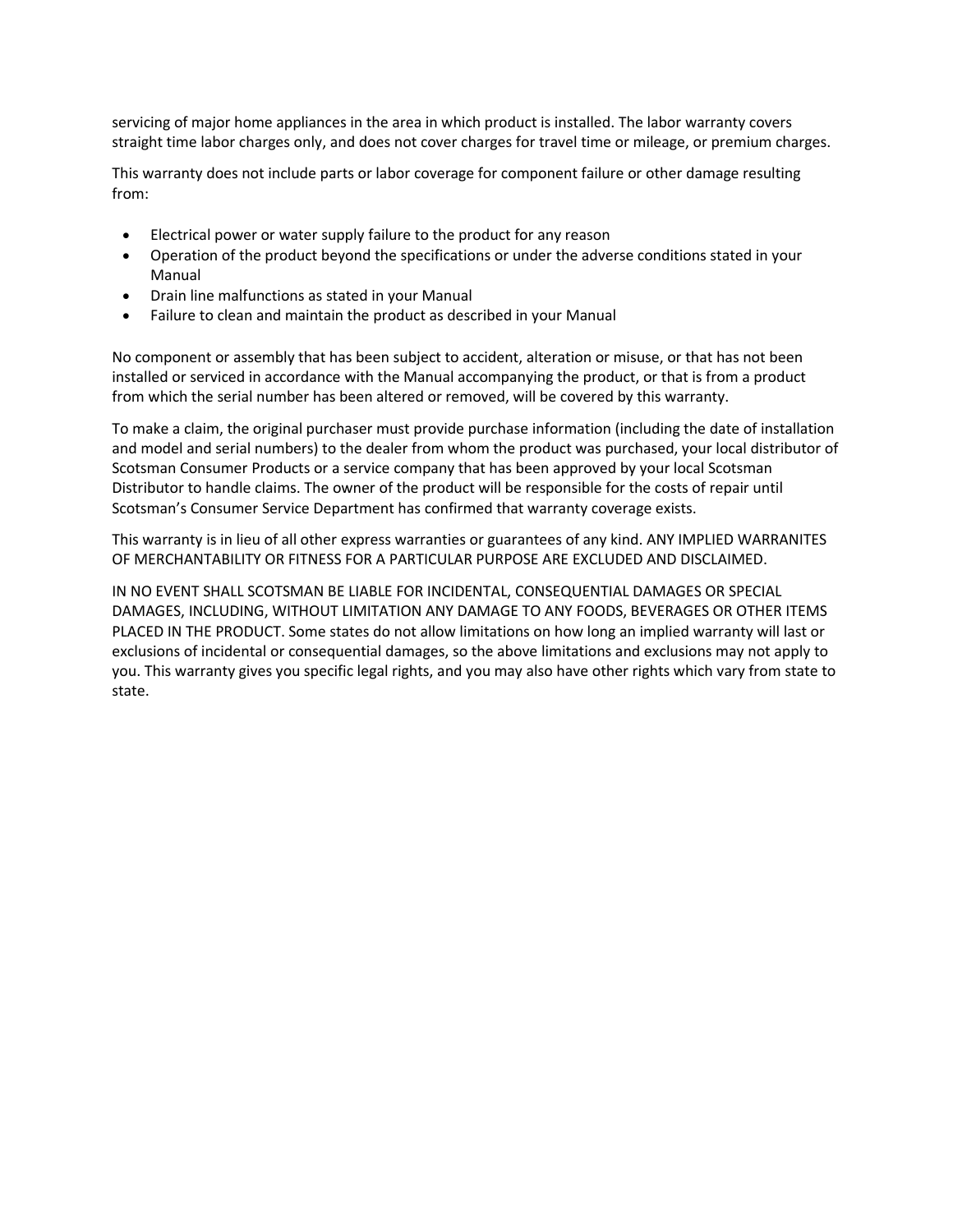servicing of major home appliances in the area in which product is installed. The labor warranty covers straight time labor charges only, and does not cover charges for travel time or mileage, or premium charges.

This warranty does not include parts or labor coverage for component failure or other damage resulting from:

- Electrical power or water supply failure to the product for any reason
- Operation of the product beyond the specifications or under the adverse conditions stated in your Manual
- Drain line malfunctions as stated in your Manual
- Failure to clean and maintain the product as described in your Manual

No component or assembly that has been subject to accident, alteration or misuse, or that has not been installed or serviced in accordance with the Manual accompanying the product, or that is from a product from which the serial number has been altered or removed, will be covered by this warranty.

To make a claim, the original purchaser must provide purchase information (including the date of installation and model and serial numbers) to the dealer from whom the product was purchased, your local distributor of Scotsman Consumer Products or a service company that has been approved by your local Scotsman Distributor to handle claims. The owner of the product will be responsible for the costs of repair until Scotsman's Consumer Service Department has confirmed that warranty coverage exists.

This warranty is in lieu of all other express warranties or guarantees of any kind. ANY IMPLIED WARRANITES OF MERCHANTABILITY OR FITNESS FOR A PARTICULAR PURPOSE ARE EXCLUDED AND DISCLAIMED.

IN NO EVENT SHALL SCOTSMAN BE LIABLE FOR INCIDENTAL, CONSEQUENTIAL DAMAGES OR SPECIAL DAMAGES, INCLUDING, WITHOUT LIMITATION ANY DAMAGE TO ANY FOODS, BEVERAGES OR OTHER ITEMS PLACED IN THE PRODUCT. Some states do not allow limitations on how long an implied warranty will last or exclusions of incidental or consequential damages, so the above limitations and exclusions may not apply to you. This warranty gives you specific legal rights, and you may also have other rights which vary from state to state.